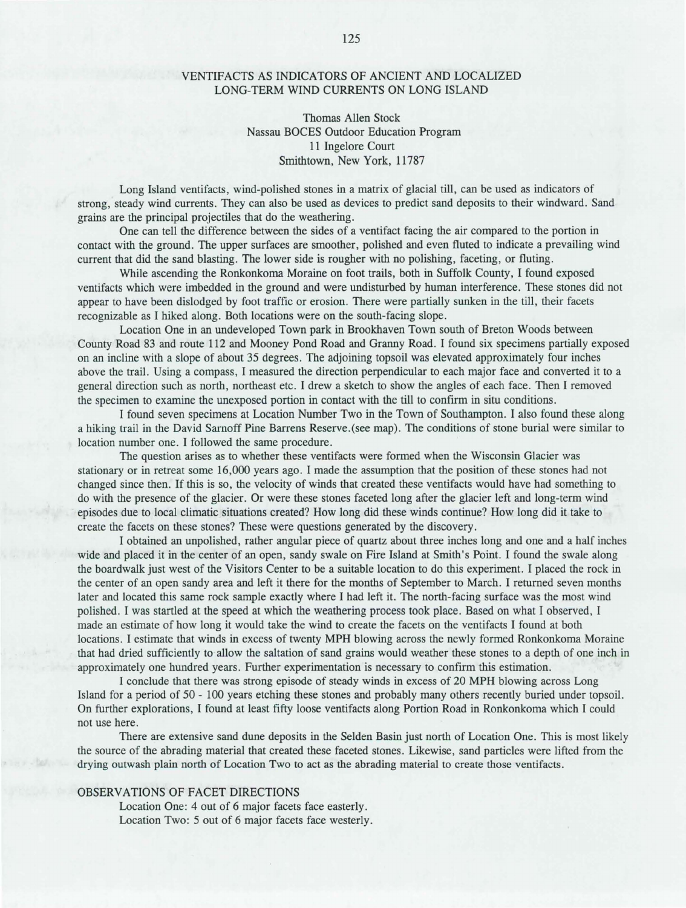# VENTIFACTS AS INDICATORS OF ANCIENT AND LOCALIZED LONG-TERM WIND CURRENTS ON LONG ISLAND

Thomas Allen Stock
Nassau BOCES Outdoor Education Program
11 Ingelore Court
Smithtown, New York, 11787

Long Island ventifacts, wind-polished stones in a matrix of glacial till, can be used as indicators of strong, steady wind currents. They can also be used as devices to predict sand deposits to their windward. Sand grains are the principal projectiles that do the weathering.

One can tell the difference between the sides of a ventifact facing the air compared to the portion in contact with the ground. The upper surfaces are smoother, polished and even fluted to indicate a prevailing wind current that did the sand blasting. The lower side is rougher with no polishing, faceting, or fluting.

While ascending the Ronkonkoma Moraine on foot trails, both in Suffolk County, I found exposed ventifacts which were imbedded in the ground and were undisturbed by human interference. These stones did not appear to have been dislodged by foot traffic or erosion. There were partially sunken in the till, their facets recognizable as I hiked along. Both locations were on the south-facing slope.

Location One in an undeveloped Town park in Brookhaven Town south of Breton Woods between County Road 83 and route 112 and Mooney Pond Road and Granny Road. I found six specimens partially exposed on an incline with a slope of about 35 degrees. The adjoining topsoil was elevated approximately four inches above the trail. Using a compass, I measured the direction perpendicular to each major face and converted it to a general direction such as north, northeast etc. I drew a sketch to show the angles of each face. Then I removed the specimen to examine the unexposed portion in contact with the till to confirm in situ conditions.

I found seven specimens at Location Number Two in the Town of Southampton. I also found these along a hiking trail in the David Sarnoff Pine Barrens Reserve.(see map). The conditions of stone burial were similar to location number one. I followed the same procedure.

The question arises as to whether these ventifacts were formed when the Wisconsin Glacier was stationary or in retreat some 16,000 years ago. I made the assumption that the position of these stones had not changed since then. If this is so, the velocity of winds that created these ventifacts would have had something to do with the presence of the glacier. Or were these stones faceted long after the glacier left and long-term wind episodes due to local climatic situations created? How long did these winds continue? How long did it take to create the facets on these stones? These were questions generated by the discovery.

I obtained an unpolished, rather angular piece of quartz about three inches long and one and a half inches wide and placed it in the center of an open, sandy swale on Fire Island at Smith's Point. I found the swale along the boardwalk just west of the Visitors Center to be a suitable location to do this experiment. I placed the rock in the center of an open sandy area and left it there for the months of September to March. I returned seven months later and located this same rock sample exactly where I had left it. The north-facing surface was the most wind polished. I was startled at the speed at which the weathering process took place. Based on what I observed, I made an estimate of how long it would take the wind to create the facets on the ventifacts I found at both locations. I estimate that winds in excess of twenty MPH blowing across the newly formed Ronkonkoma Moraine that had dried sufficiently to allow the saltation of sand grains would weather these stones to a depth of one inch in approximately one hundred years. Further experimentation is necessary to confirm this estimation.

I conclude that there was strong episode of steady winds in excess of 20 MPH blowing across Long Island for a period of 50 - 100 years etching these stones and probably many others recently buried under topsoil. On further explorations, I found at least fifty loose ventifacts along Portion Road in Ronkonkoma which I could not use here.

There are extensive sand dune deposits in the Selden Basin just north of Location One. This is most likely the source of the abrading material that created these faceted stones. Likewise, sand particles were lifted from the drying outwash plain north of Location Two to act as the abrading material to create those ventifacts.

## OBSERVATIONS OF FACET DIRECTIONS

Location One: 4 out of 6 major facets face easterly.
Location Two: 5 out of 6 major facets face westerly.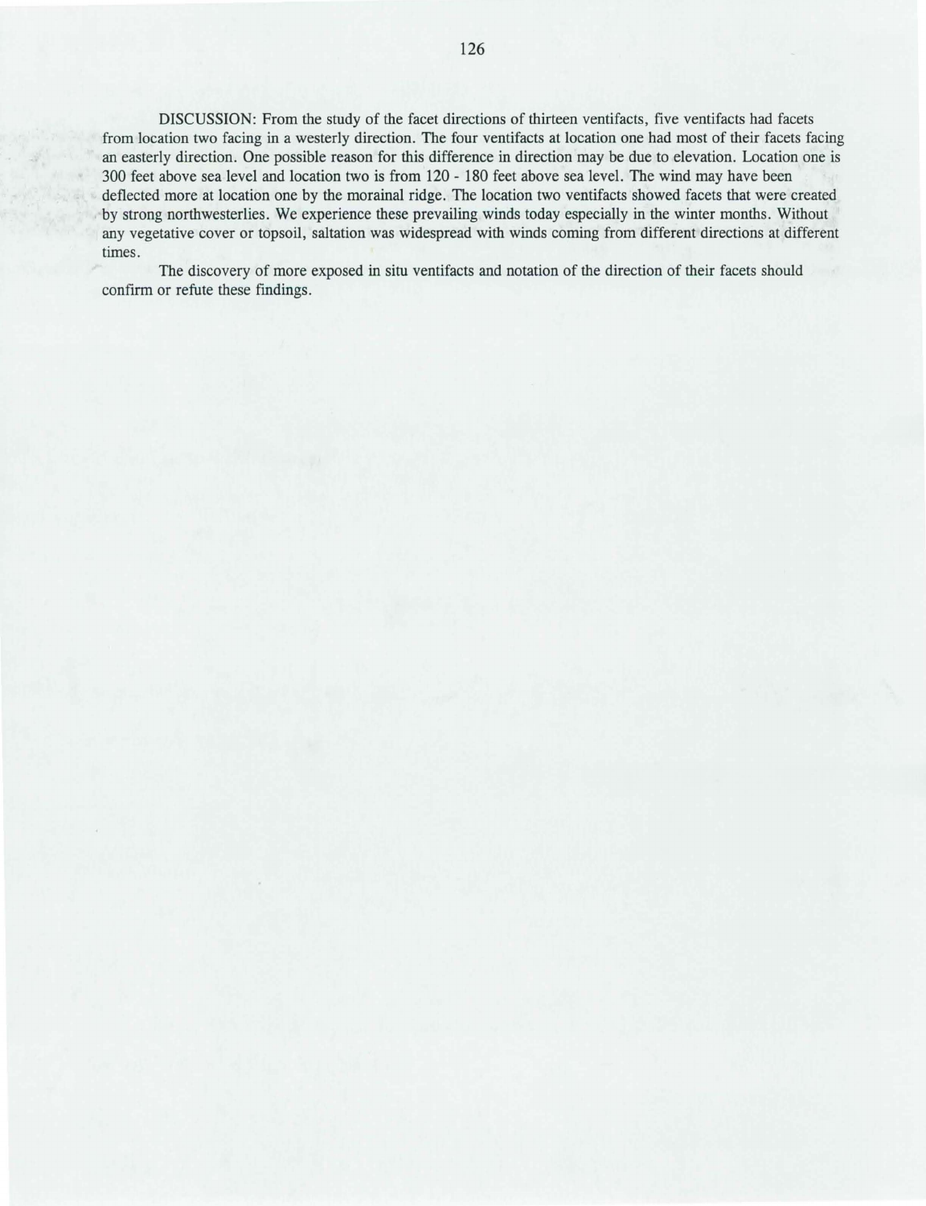DISCUSSION: From the study of the facet directions of thirteen ventifacts, five ventifacts had facets from location two facing in a westerly direction. The four ventifacts at location one had most of their facets facing an easterly direction. One possible reason for this difference in direction may be due to elevation. Location one is 300 feet above sea level and location two is from 120 - 180 feet above sea level. The wind may have been deflected more at location one by the morainal ridge. The location two ventifacts showed facets that were created by strong northwesterlies. We experience these prevailing winds today especially in the winter months. Without any vegetative cover or topsoil, saltation was widespread with winds coming from different directions at different times.

The discovery of more exposed in situ ventifacts and notation of the direction of their facets should confirm or refute these findings.